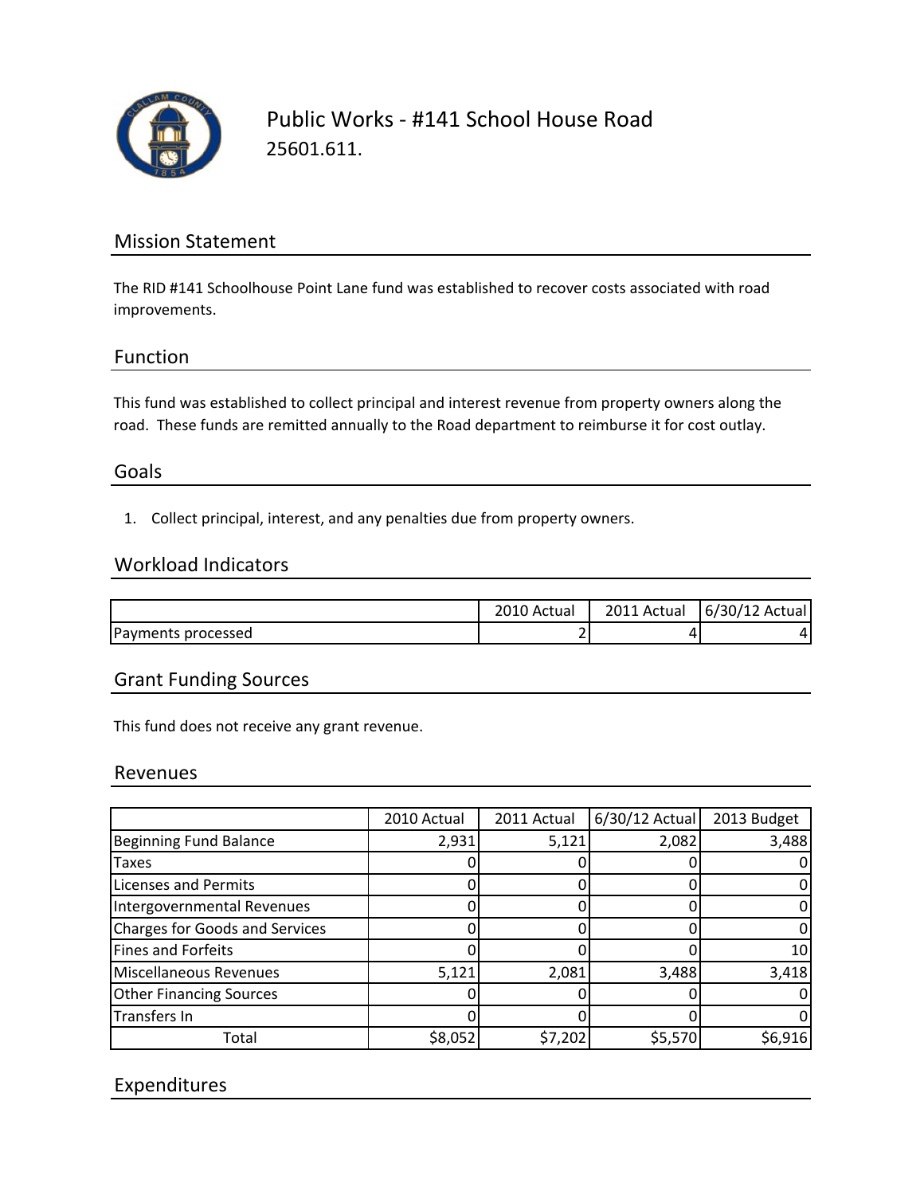# Public Works - #141 School House Road

25601.611.

## Mission Statement

The RID #141 Schoolhouse Point Lane fund was established to recover costs associated with road improvements.

## Function

This fund was established to collect principal and interest revenue from property owners along the road. These funds are remitted annually to the Road department to reimburse it for cost outlay.

## Goals

1. Collect principal, interest, and any penalties due from property owners.

## Workload Indicators

| | 2010 Actual | 2011 Actual | 6/30/12 Actual |
|---|---|---|---|
| Payments processed | 2 | 4 | 4 |

## Grant Funding Sources

This fund does not receive any grant revenue.

## Revenues

| | 2010 Actual | 2011 Actual | 6/30/12 Actual | 2013 Budget |
|---|---|---|---|---|
| Beginning Fund Balance | 2,931 | 5,121 | 2,082 | 3,488 |
| Taxes | 0 | 0 | 0 | 0 |
| Licenses and Permits | 0 | 0 | 0 | 0 |
| Intergovernmental Revenues | 0 | 0 | 0 | 0 |
| Charges for Goods and Services | 0 | 0 | 0 | 0 |
| Fines and Forfeits | 0 | 0 | 0 | 10 |
| Miscellaneous Revenues | 5,121 | 2,081 | 3,488 | 3,418 |
| Other Financing Sources | 0 | 0 | 0 | 0 |
| Transfers In | 0 | 0 | 0 | 0 |
| Total | $8,052 | $7,202 | $5,570 | $6,916 |

## Expenditures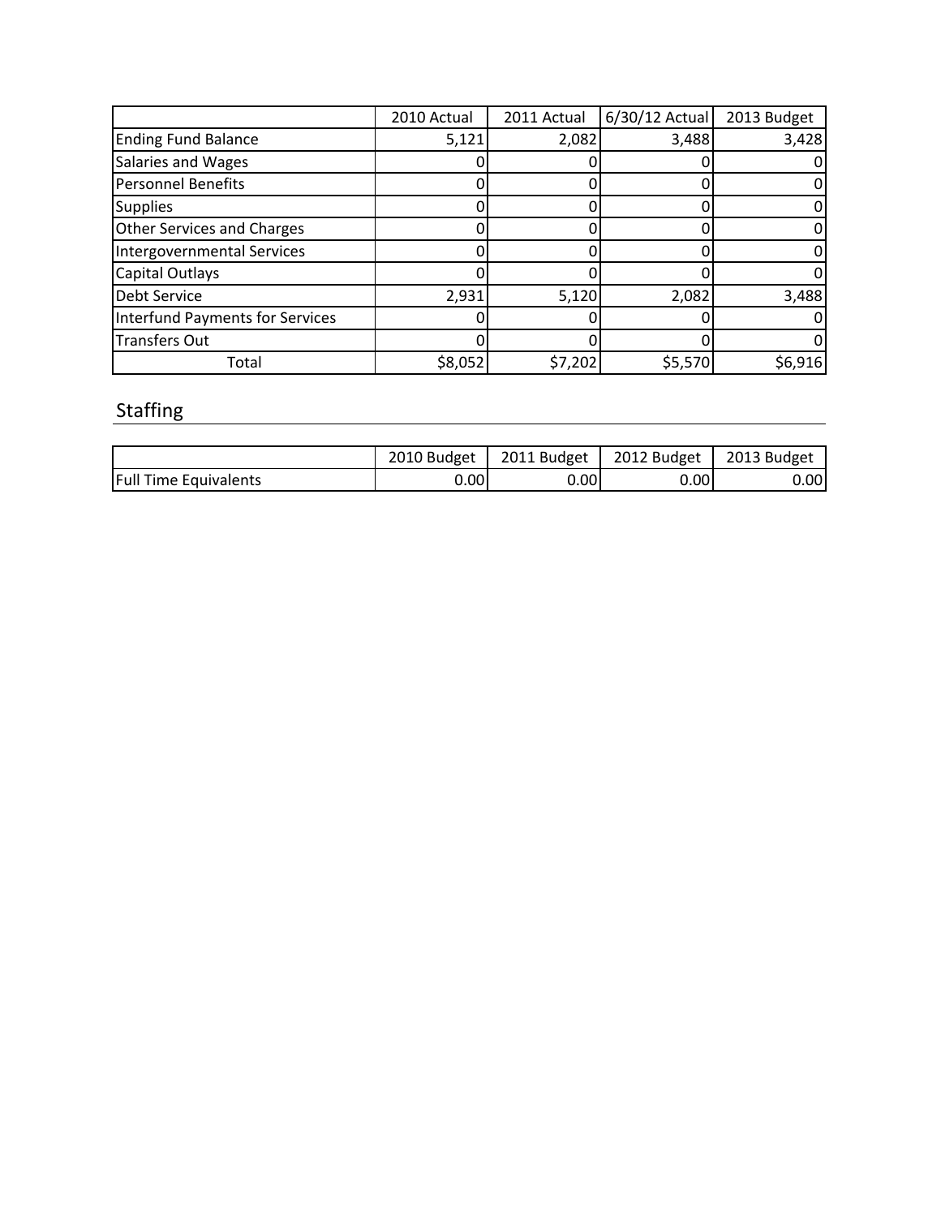| | 2010 Actual | 2011 Actual | 6/30/12 Actual | 2013 Budget |
|---|---|---|---|---|
| Ending Fund Balance | 5,121 | 2,082 | 3,488 | 3,428 |
| Salaries and Wages | 0 | 0 | 0 | 0 |
| Personnel Benefits | 0 | 0 | 0 | 0 |
| Supplies | 0 | 0 | 0 | 0 |
| Other Services and Charges | 0 | 0 | 0 | 0 |
| Intergovernmental Services | 0 | 0 | 0 | 0 |
| Capital Outlays | 0 | 0 | 0 | 0 |
| Debt Service | 2,931 | 5,120 | 2,082 | 3,488 |
| Interfund Payments for Services | 0 | 0 | 0 | 0 |
| Transfers Out | 0 | 0 | 0 | 0 |
| Total | $8,052 | $7,202 | $5,570 | $6,916 |

## Staffing

| | 2010 Budget | 2011 Budget | 2012 Budget | 2013 Budget |
|---|---|---|---|---|
| Full Time Equivalents | 0.00 | 0.00 | 0.00 | 0.00 |